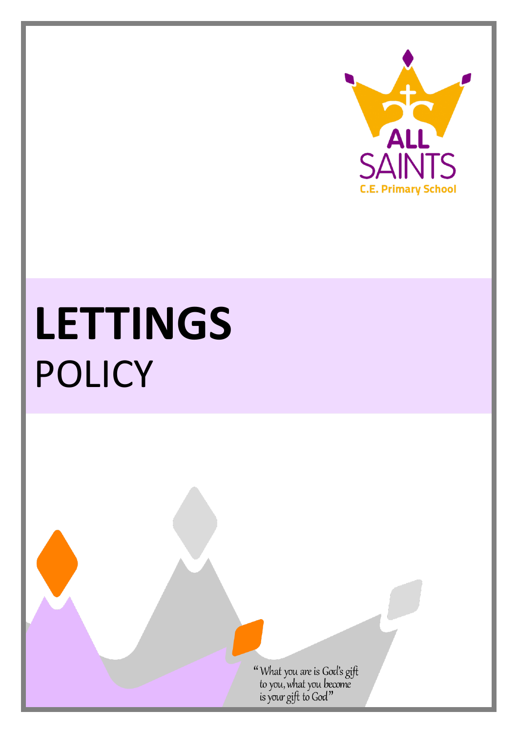ALL SAINTS

C.E. Primary School

# LETTINGS
POLICY

"What you are is God's gift to you, what you become is your gift to God"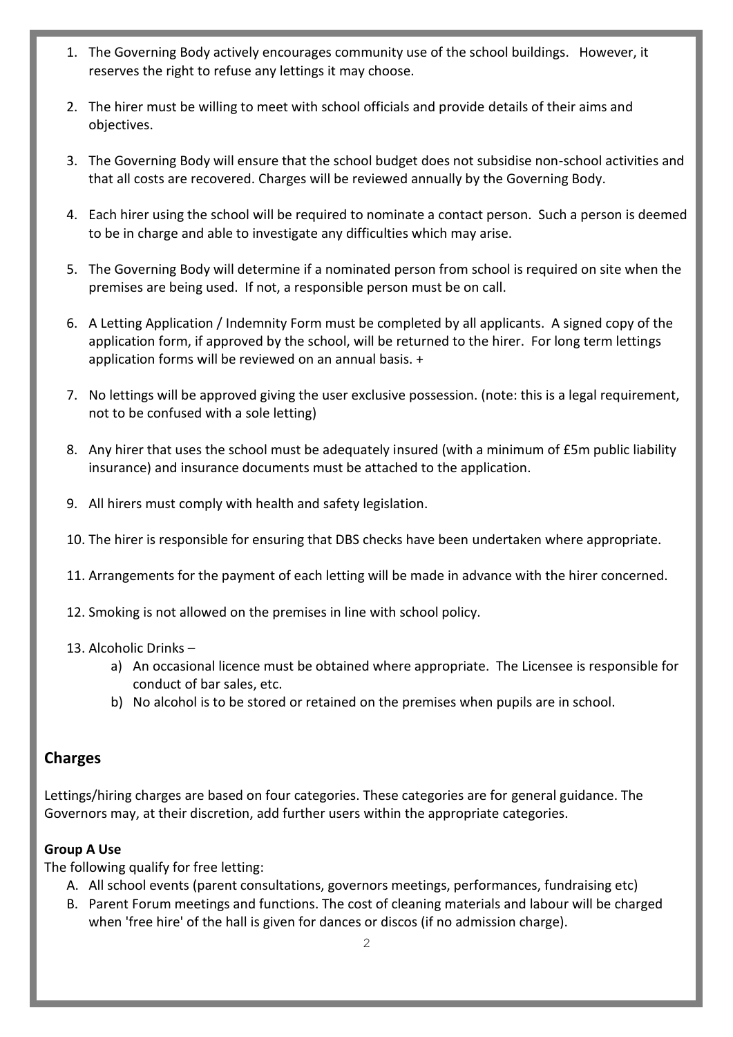1. The Governing Body actively encourages community use of the school buildings. However, it reserves the right to refuse any lettings it may choose.

2. The hirer must be willing to meet with school officials and provide details of their aims and objectives.

3. The Governing Body will ensure that the school budget does not subsidise non-school activities and that all costs are recovered. Charges will be reviewed annually by the Governing Body.

4. Each hirer using the school will be required to nominate a contact person. Such a person is deemed to be in charge and able to investigate any difficulties which may arise.

5. The Governing Body will determine if a nominated person from school is required on site when the premises are being used. If not, a responsible person must be on call.

6. A Letting Application / Indemnity Form must be completed by all applicants. A signed copy of the application form, if approved by the school, will be returned to the hirer. For long term lettings application forms will be reviewed on an annual basis. +

7. No lettings will be approved giving the user exclusive possession. (note: this is a legal requirement, not to be confused with a sole letting)

8. Any hirer that uses the school must be adequately insured (with a minimum of £5m public liability insurance) and insurance documents must be attached to the application.

9. All hirers must comply with health and safety legislation.

10. The hirer is responsible for ensuring that DBS checks have been undertaken where appropriate.

11. Arrangements for the payment of each letting will be made in advance with the hirer concerned.

12. Smoking is not allowed on the premises in line with school policy.

13. Alcoholic Drinks –
    a) An occasional licence must be obtained where appropriate. The Licensee is responsible for conduct of bar sales, etc.
    b) No alcohol is to be stored or retained on the premises when pupils are in school.

## Charges

Lettings/hiring charges are based on four categories. These categories are for general guidance. The Governors may, at their discretion, add further users within the appropriate categories.

**Group A Use**

The following qualify for free letting:

A. All school events (parent consultations, governors meetings, performances, fundraising etc)
B. Parent Forum meetings and functions. The cost of cleaning materials and labour will be charged when 'free hire' of the hall is given for dances or discos (if no admission charge).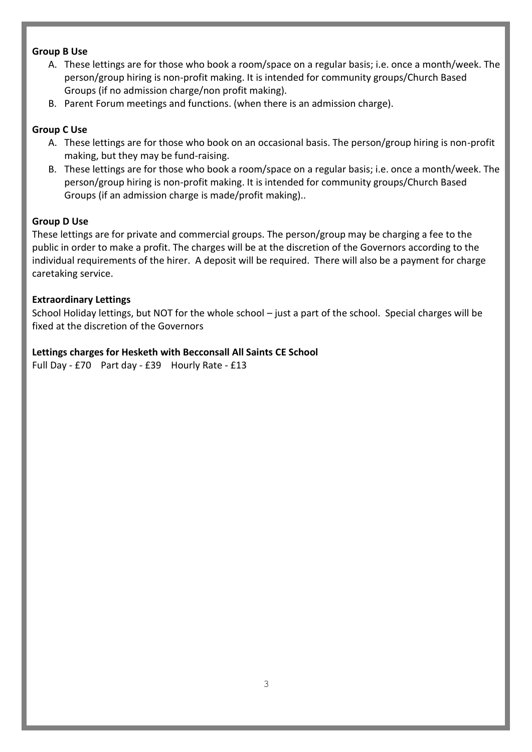**Group B Use**

A. These lettings are for those who book a room/space on a regular basis; i.e. once a month/week. The person/group hiring is non-profit making. It is intended for community groups/Church Based Groups (if no admission charge/non profit making).
B. Parent Forum meetings and functions. (when there is an admission charge).

**Group C Use**

A. These lettings are for those who book on an occasional basis. The person/group hiring is non-profit making, but they may be fund-raising.
B. These lettings are for those who book a room/space on a regular basis; i.e. once a month/week. The person/group hiring is non-profit making. It is intended for community groups/Church Based Groups (if an admission charge is made/profit making)..

**Group D Use**

These lettings are for private and commercial groups. The person/group may be charging a fee to the public in order to make a profit. The charges will be at the discretion of the Governors according to the individual requirements of the hirer. A deposit will be required. There will also be a payment for charge caretaking service.

**Extraordinary Lettings**

School Holiday lettings, but NOT for the whole school – just a part of the school. Special charges will be fixed at the discretion of the Governors

**Lettings charges for Hesketh with Becconsall All Saints CE School**

Full Day - £70 Part day - £39 Hourly Rate - £13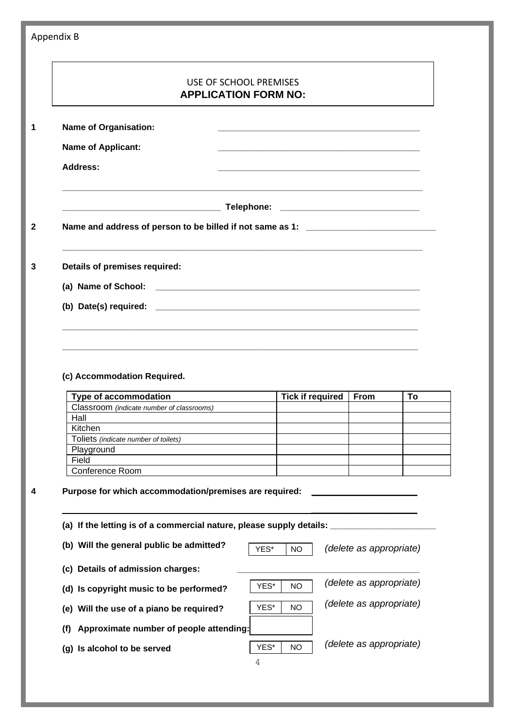Appendix B

USE OF SCHOOL PREMISES
**APPLICATION FORM NO:**

**1** **Name of Organisation:** ________________________________________

**Name of Applicant:** ________________________________________

**Address:** ________________________________________

____________________________________________________________________________

________________________________ **Telephone:** ____________________________

**2** **Name and address of person to be billed if not same as 1:** ___________________________

____________________________________________________________________________

**3** **Details of premises required:**

**(a) Name of School:** ______________________________________________________

**(b) Date(s) required:** ______________________________________________________

____________________________________________________________________________

____________________________________________________________________________

**(c) Accommodation Required.**

| Type of accommodation | Tick if required | From | To |
|---|---|---|---|
| Classroom *(indicate number of classrooms)* | | | |
| Hall | | | |
| Kitchen | | | |
| Toliets *(indicate number of toilets)* | | | |
| Playground | | | |
| Field | | | |
| Conference Room | | | |

**4** **Purpose for which accommodation/premises are required:** ____________________

____________________________________________________________________________

**(a) If the letting is of a commercial nature, please supply details:** _____________________

**(b) Will the general public be admitted?** | YES* | NO | *(delete as appropriate)*

**(c) Details of admission charges:** ________________________________________

**(d) Is copyright music to be performed?** | YES* | NO | *(delete as appropriate)*

**(e) Will the use of a piano be required?** | YES* | NO | *(delete as appropriate)*

**(f) Approximate number of people attending:** ______

**(g) Is alcohol to be served** | YES* | NO | *(delete as appropriate)*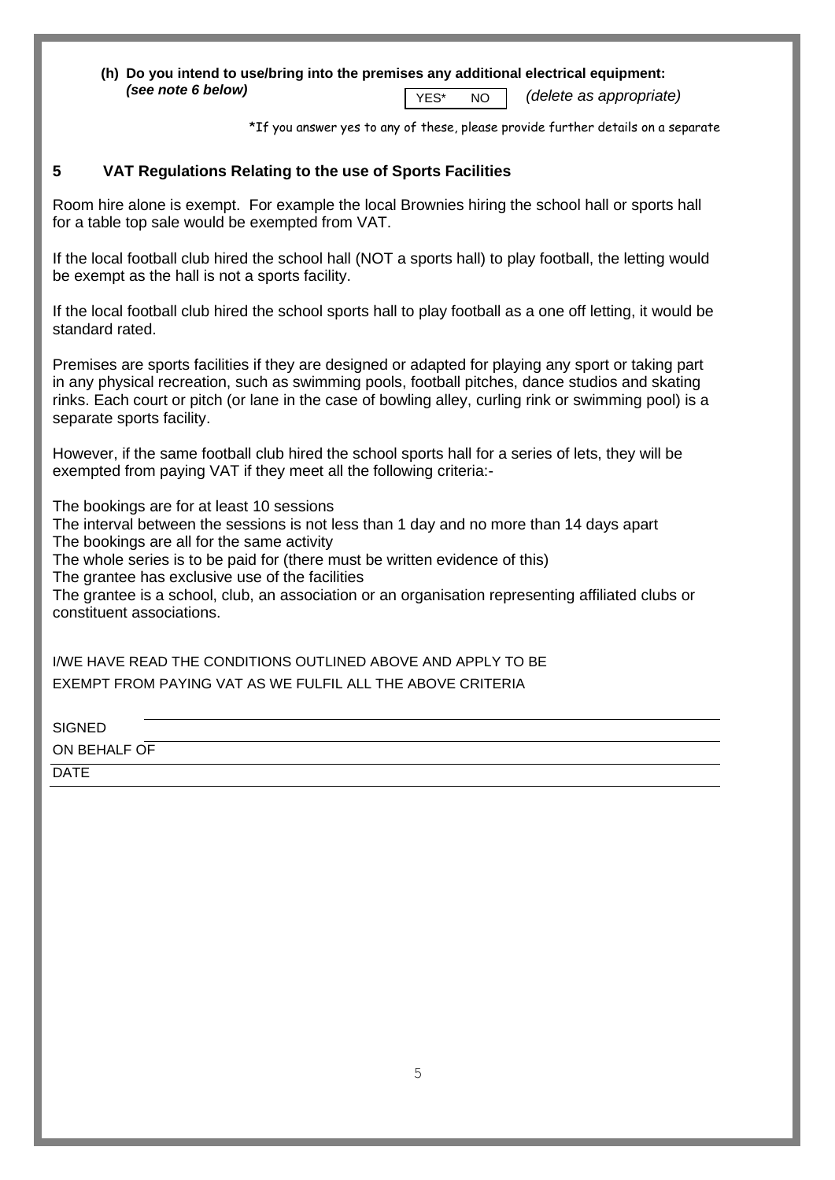**(h) Do you intend to use/bring into the premises any additional electrical equipment:**
***(see note 6 below)***

YES* NO *(delete as appropriate)*

*If you answer yes to any of these, please provide further details on a separate

## 5 VAT Regulations Relating to the use of Sports Facilities

Room hire alone is exempt. For example the local Brownies hiring the school hall or sports hall for a table top sale would be exempted from VAT.

If the local football club hired the school hall (NOT a sports hall) to play football, the letting would be exempt as the hall is not a sports facility.

If the local football club hired the school sports hall to play football as a one off letting, it would be standard rated.

Premises are sports facilities if they are designed or adapted for playing any sport or taking part in any physical recreation, such as swimming pools, football pitches, dance studios and skating rinks. Each court or pitch (or lane in the case of bowling alley, curling rink or swimming pool) is a separate sports facility.

However, if the same football club hired the school sports hall for a series of lets, they will be exempted from paying VAT if they meet all the following criteria:-

The bookings are for at least 10 sessions
The interval between the sessions is not less than 1 day and no more than 14 days apart
The bookings are all for the same activity
The whole series is to be paid for (there must be written evidence of this)
The grantee has exclusive use of the facilities
The grantee is a school, club, an association or an organisation representing affiliated clubs or constituent associations.

I/WE HAVE READ THE CONDITIONS OUTLINED ABOVE AND APPLY TO BE EXEMPT FROM PAYING VAT AS WE FULFIL ALL THE ABOVE CRITERIA

SIGNED \_\_\_\_\_\_\_\_\_\_\_\_\_\_\_\_\_\_\_\_\_\_\_\_\_\_\_\_\_\_

ON BEHALF OF \_\_\_\_\_\_\_\_\_\_\_\_\_\_\_\_\_\_\_\_\_\_\_\_\_\_\_\_\_\_

DATE \_\_\_\_\_\_\_\_\_\_\_\_\_\_\_\_\_\_\_\_\_\_\_\_\_\_\_\_\_\_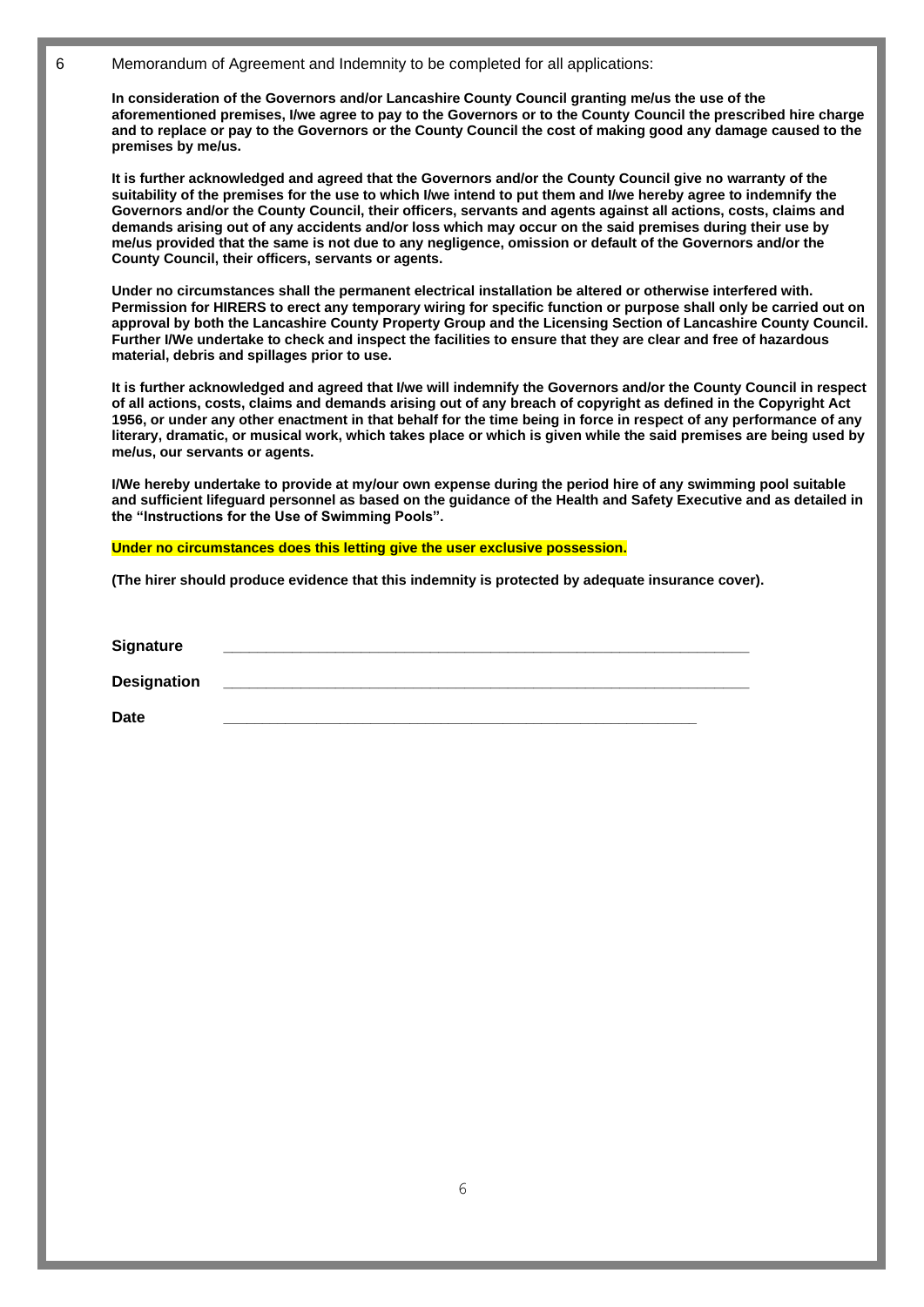6 Memorandum of Agreement and Indemnity to be completed for all applications:

**In consideration of the Governors and/or Lancashire County Council granting me/us the use of the aforementioned premises, I/we agree to pay to the Governors or to the County Council the prescribed hire charge and to replace or pay to the Governors or the County Council the cost of making good any damage caused to the premises by me/us.**

**It is further acknowledged and agreed that the Governors and/or the County Council give no warranty of the suitability of the premises for the use to which I/we intend to put them and I/we hereby agree to indemnify the Governors and/or the County Council, their officers, servants and agents against all actions, costs, claims and demands arising out of any accidents and/or loss which may occur on the said premises during their use by me/us provided that the same is not due to any negligence, omission or default of the Governors and/or the County Council, their officers, servants or agents.**

**Under no circumstances shall the permanent electrical installation be altered or otherwise interfered with. Permission for HIRERS to erect any temporary wiring for specific function or purpose shall only be carried out on approval by both the Lancashire County Property Group and the Licensing Section of Lancashire County Council. Further I/We undertake to check and inspect the facilities to ensure that they are clear and free of hazardous material, debris and spillages prior to use.**

**It is further acknowledged and agreed that I/we will indemnify the Governors and/or the County Council in respect of all actions, costs, claims and demands arising out of any breach of copyright as defined in the Copyright Act 1956, or under any other enactment in that behalf for the time being in force in respect of any performance of any literary, dramatic, or musical work, which takes place or which is given while the said premises are being used by me/us, our servants or agents.**

**I/We hereby undertake to provide at my/our own expense during the period hire of any swimming pool suitable and sufficient lifeguard personnel as based on the guidance of the Health and Safety Executive and as detailed in the "Instructions for the Use of Swimming Pools".**

**Under no circumstances does this letting give the user exclusive possession.**

**(The hirer should produce evidence that this indemnity is protected by adequate insurance cover).**

**Signature** ______________________________________________

**Designation** ______________________________________________

**Date** ______________________________________________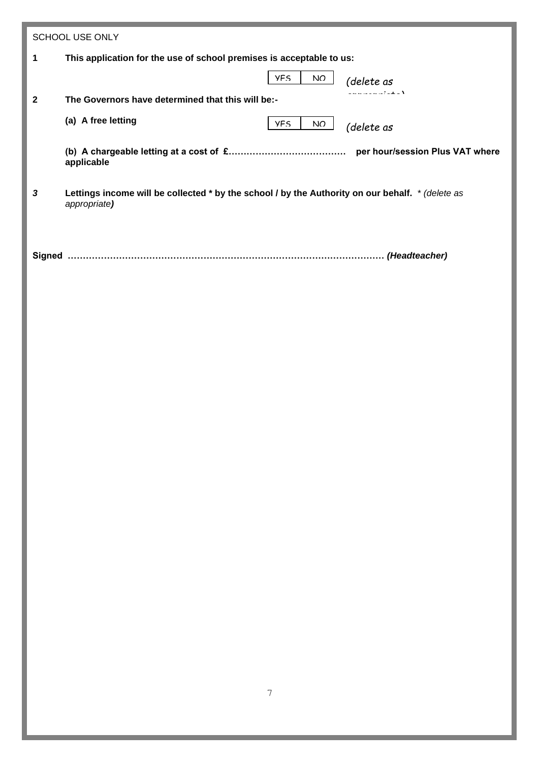SCHOOL USE ONLY

**1 This application for the use of school premises is acceptable to us:**

YES | NO *(delete as appropriate)*

**2 The Governors have determined that this will be:-**

**(a) A free letting** YES | NO *(delete as*

**(b) A chargeable letting at a cost of £………………………………… per hour/session Plus VAT where applicable**

***3*** **Lettings income will be collected * by the school / by the Authority on our behalf.** * *(delete as appropriate)*

**Signed ……………………………………………………………………………………………** ***(Headteacher)***